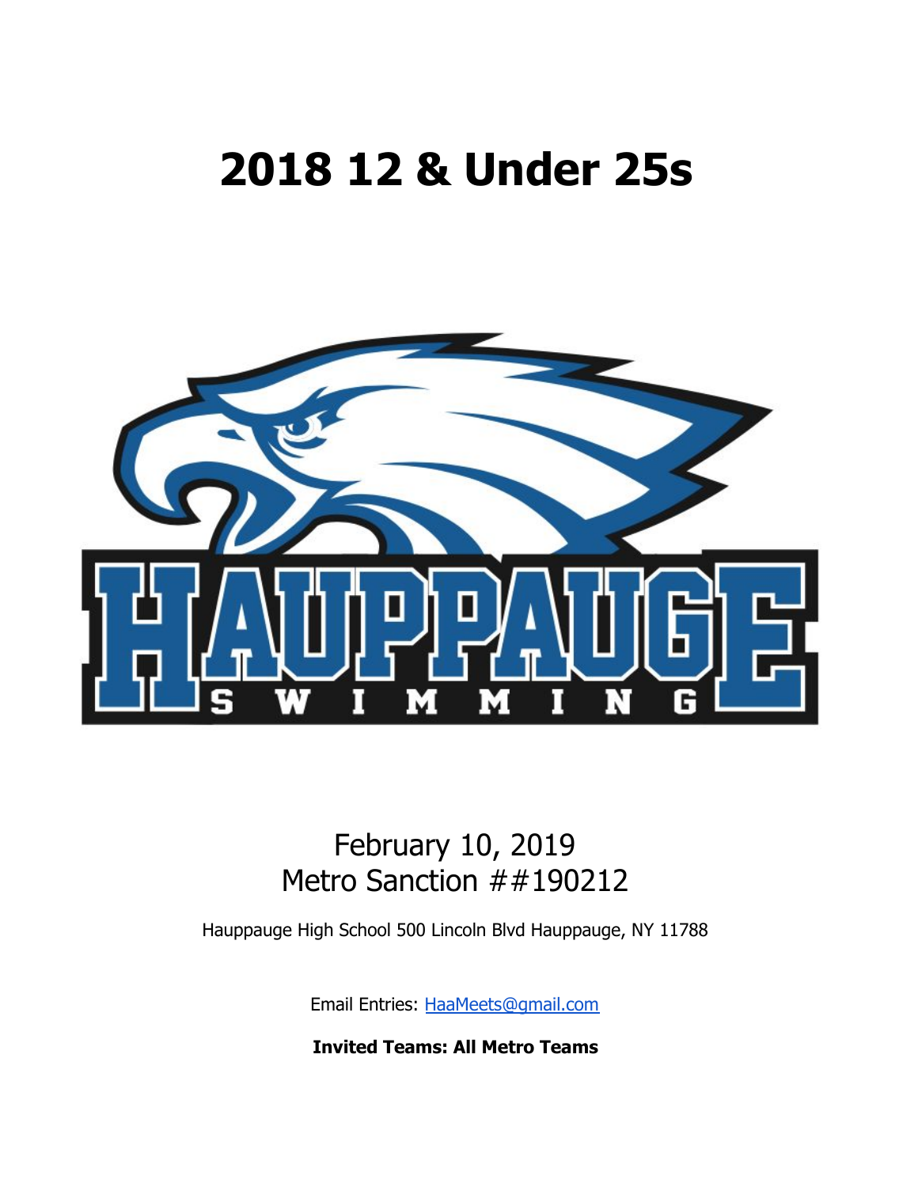# 2018 12 & Under 25s

February 10, 2019
Metro Sanction ##190212

Hauppauge High School 500 Lincoln Blvd Hauppauge, NY 11788

Email Entries: HaaMeets@gmail.com

**Invited Teams: All Metro Teams**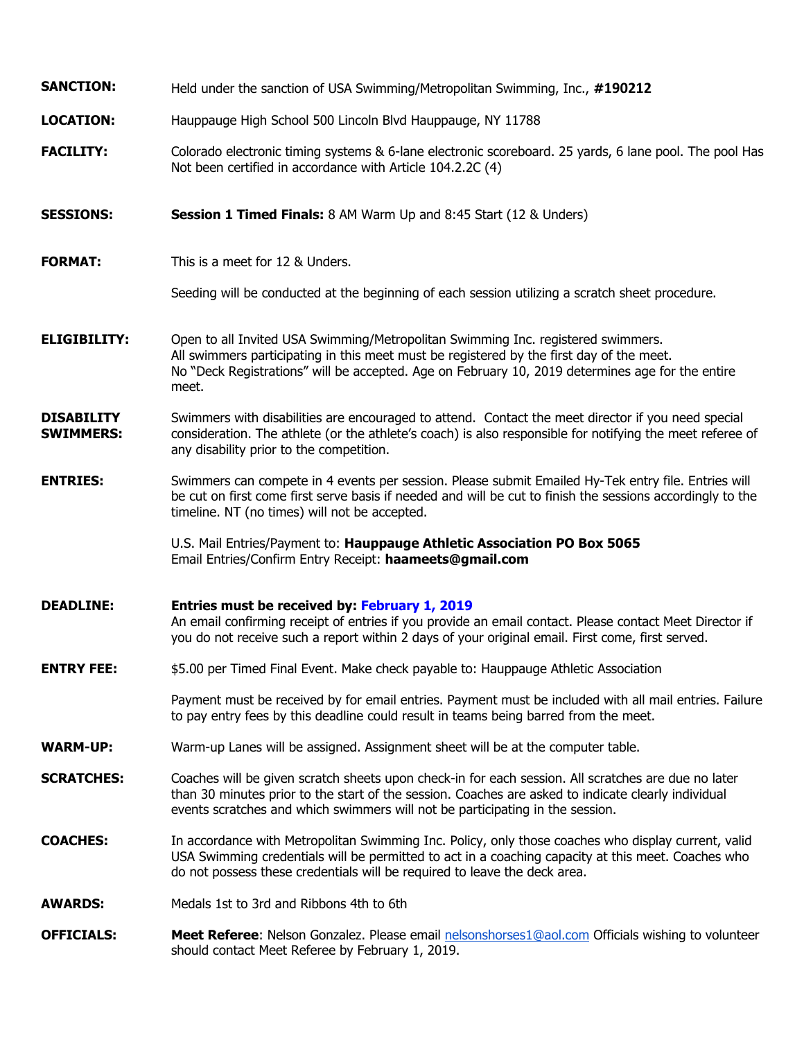**SANCTION:** Held under the sanction of USA Swimming/Metropolitan Swimming, Inc., **#190212**

**LOCATION:** Hauppauge High School 500 Lincoln Blvd Hauppauge, NY 11788

**FACILITY:** Colorado electronic timing systems & 6-lane electronic scoreboard. 25 yards, 6 lane pool. The pool Has Not been certified in accordance with Article 104.2.2C (4)

**SESSIONS:** **Session 1 Timed Finals:** 8 AM Warm Up and 8:45 Start (12 & Unders)

**FORMAT:** This is a meet for 12 & Unders.

Seeding will be conducted at the beginning of each session utilizing a scratch sheet procedure.

**ELIGIBILITY:** Open to all Invited USA Swimming/Metropolitan Swimming Inc. registered swimmers. All swimmers participating in this meet must be registered by the first day of the meet. No "Deck Registrations" will be accepted. Age on February 10, 2019 determines age for the entire meet.

**DISABILITY SWIMMERS:** Swimmers with disabilities are encouraged to attend. Contact the meet director if you need special consideration. The athlete (or the athlete's coach) is also responsible for notifying the meet referee of any disability prior to the competition.

**ENTRIES:** Swimmers can compete in 4 events per session. Please submit Emailed Hy-Tek entry file. Entries will be cut on first come first serve basis if needed and will be cut to finish the sessions accordingly to the timeline. NT (no times) will not be accepted.

U.S. Mail Entries/Payment to: **Hauppauge Athletic Association PO Box 5065**
Email Entries/Confirm Entry Receipt: **haameets@gmail.com**

**DEADLINE:** **Entries must be received by: February 1, 2019**
An email confirming receipt of entries if you provide an email contact. Please contact Meet Director if you do not receive such a report within 2 days of your original email. First come, first served.

**ENTRY FEE:** $5.00 per Timed Final Event. Make check payable to: Hauppauge Athletic Association

Payment must be received by for email entries. Payment must be included with all mail entries. Failure to pay entry fees by this deadline could result in teams being barred from the meet.

**WARM-UP:** Warm-up Lanes will be assigned. Assignment sheet will be at the computer table.

**SCRATCHES:** Coaches will be given scratch sheets upon check-in for each session. All scratches are due no later than 30 minutes prior to the start of the session. Coaches are asked to indicate clearly individual events scratches and which swimmers will not be participating in the session.

**COACHES:** In accordance with Metropolitan Swimming Inc. Policy, only those coaches who display current, valid USA Swimming credentials will be permitted to act in a coaching capacity at this meet. Coaches who do not possess these credentials will be required to leave the deck area.

**AWARDS:** Medals 1st to 3rd and Ribbons 4th to 6th

**OFFICIALS:** **Meet Referee**: Nelson Gonzalez. Please email nelsonshorses1@aol.com Officials wishing to volunteer should contact Meet Referee by February 1, 2019.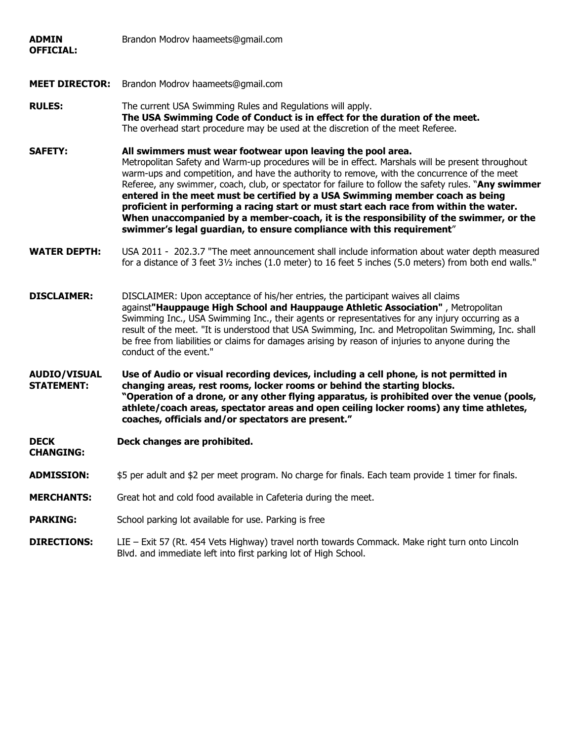**ADMIN OFFICIAL:** Brandon Modrov haameets@gmail.com

**MEET DIRECTOR:** Brandon Modrov haameets@gmail.com

**RULES:** The current USA Swimming Rules and Regulations will apply.
**The USA Swimming Code of Conduct is in effect for the duration of the meet.**
The overhead start procedure may be used at the discretion of the meet Referee.

**SAFETY:** **All swimmers must wear footwear upon leaving the pool area.**
Metropolitan Safety and Warm-up procedures will be in effect. Marshals will be present throughout warm-ups and competition, and have the authority to remove, with the concurrence of the meet Referee, any swimmer, coach, club, or spectator for failure to follow the safety rules. "**Any swimmer entered in the meet must be certified by a USA Swimming member coach as being proficient in performing a racing start or must start each race from within the water. When unaccompanied by a member-coach, it is the responsibility of the swimmer, or the swimmer's legal guardian, to ensure compliance with this requirement**"

**WATER DEPTH:** USA 2011 - 202.3.7 "The meet announcement shall include information about water depth measured for a distance of 3 feet 3½ inches (1.0 meter) to 16 feet 5 inches (5.0 meters) from both end walls."

**DISCLAIMER:** DISCLAIMER: Upon acceptance of his/her entries, the participant waives all claims against **"Hauppauge High School and Hauppauge Athletic Association"** , Metropolitan Swimming Inc., USA Swimming Inc., their agents or representatives for any injury occurring as a result of the meet. "It is understood that USA Swimming, Inc. and Metropolitan Swimming, Inc. shall be free from liabilities or claims for damages arising by reason of injuries to anyone during the conduct of the event."

**AUDIO/VISUAL STATEMENT:** **Use of Audio or visual recording devices, including a cell phone, is not permitted in changing areas, rest rooms, locker rooms or behind the starting blocks.**
**"Operation of a drone, or any other flying apparatus, is prohibited over the venue (pools, athlete/coach areas, spectator areas and open ceiling locker rooms) any time athletes, coaches, officials and/or spectators are present."**

**DECK CHANGING:** **Deck changes are prohibited.**

**ADMISSION:** $5 per adult and $2 per meet program. No charge for finals. Each team provide 1 timer for finals.

**MERCHANTS:** Great hot and cold food available in Cafeteria during the meet.

**PARKING:** School parking lot available for use. Parking is free

**DIRECTIONS:** LIE – Exit 57 (Rt. 454 Vets Highway) travel north towards Commack. Make right turn onto Lincoln Blvd. and immediate left into first parking lot of High School.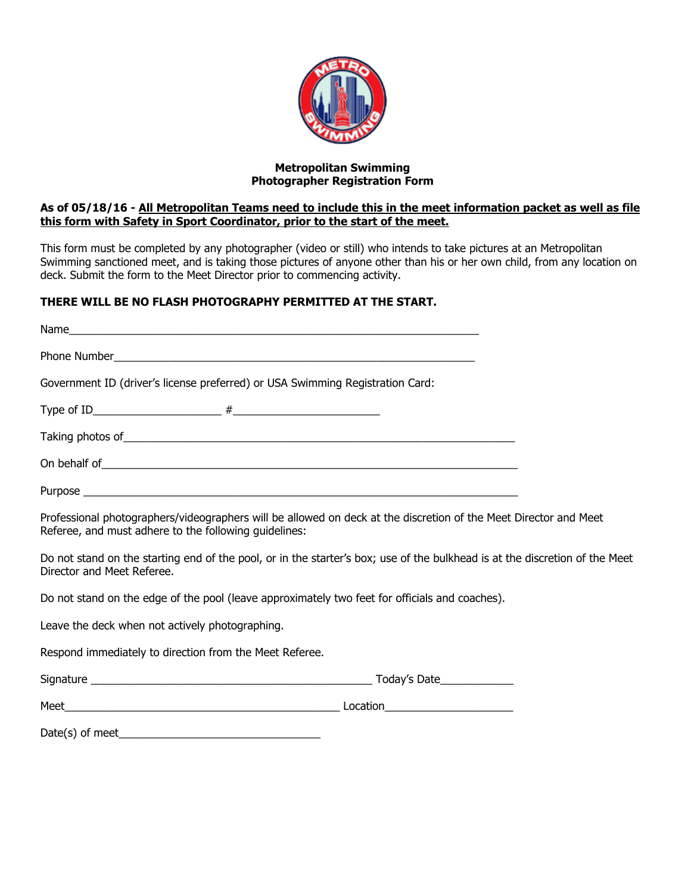**Metropolitan Swimming**
**Photographer Registration Form**

**As of 05/18/16 - <u>All Metropolitan Teams need to include this in the meet information packet as well as file this form with Safety in Sport Coordinator, prior to the start of the meet.</u>**

This form must be completed by any photographer (video or still) who intends to take pictures at an Metropolitan Swimming sanctioned meet, and is taking those pictures of anyone other than his or her own child, from any location on deck. Submit the form to the Meet Director prior to commencing activity.

**THERE WILL BE NO FLASH PHOTOGRAPHY PERMITTED AT THE START.**

Name_______________________________________________________________________

Phone Number________________________________________________________________

Government ID (driver's license preferred) or USA Swimming Registration Card:

Type of ID______________________ #_________________________

Taking photos of_________________________________________________________________

On behalf of_____________________________________________________________________

Purpose ________________________________________________________________________

Professional photographers/videographers will be allowed on deck at the discretion of the Meet Director and Meet Referee, and must adhere to the following guidelines:

Do not stand on the starting end of the pool, or in the starter's box; use of the bulkhead is at the discretion of the Meet Director and Meet Referee.

Do not stand on the edge of the pool (leave approximately two feet for officials and coaches).

Leave the deck when not actively photographing.

Respond immediately to direction from the Meet Referee.

Signature ________________________________________________ Today's Date____________

Meet_______________________________________________ Location______________________

Date(s) of meet___________________________________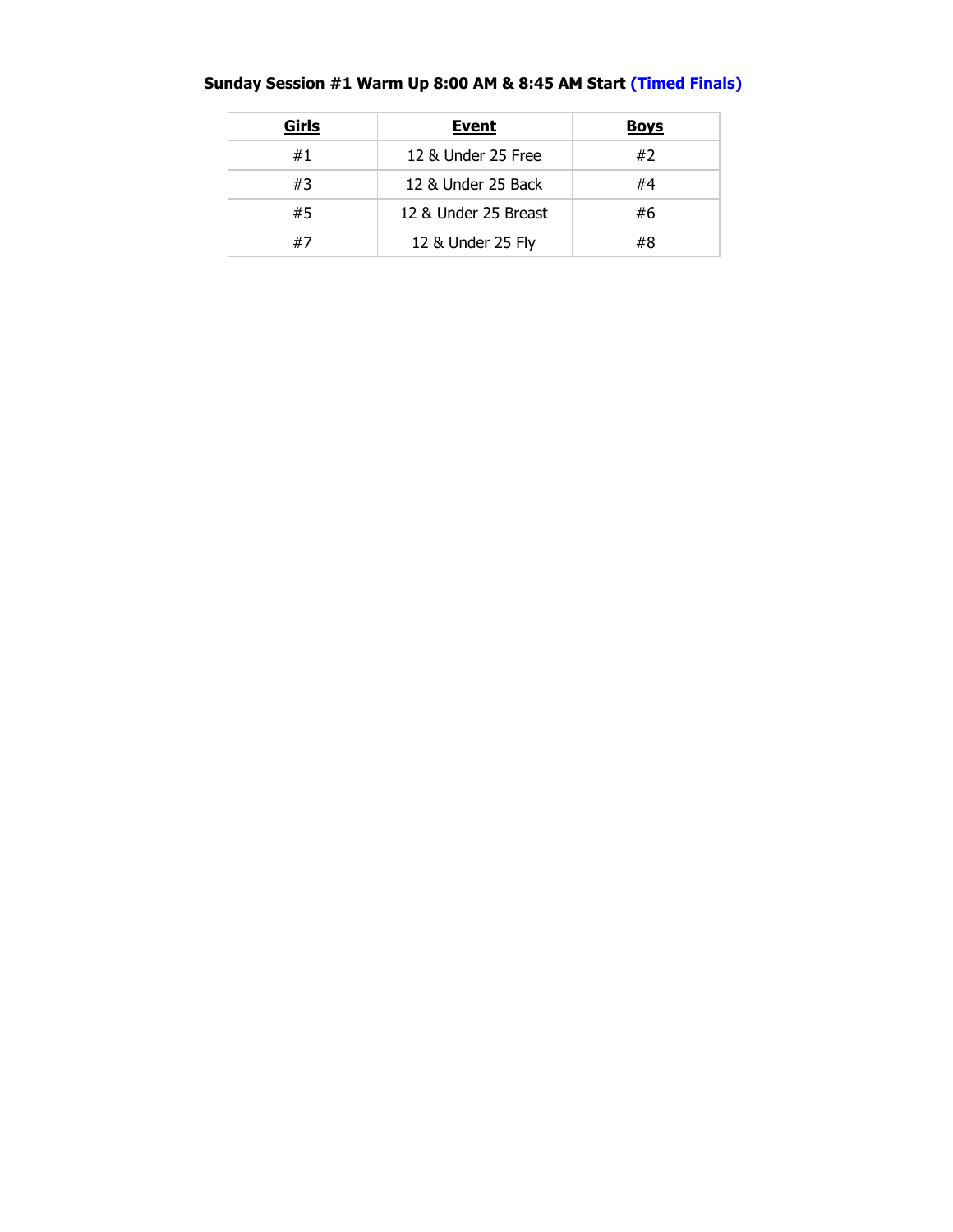**Sunday Session #1 Warm Up 8:00 AM & 8:45 AM Start (Timed Finals)**

| Girls | Event | Boys |
|---|---|---|
| #1 | 12 & Under 25 Free | #2 |
| #3 | 12 & Under 25 Back | #4 |
| #5 | 12 & Under 25 Breast | #6 |
| #7 | 12 & Under 25 Fly | #8 |